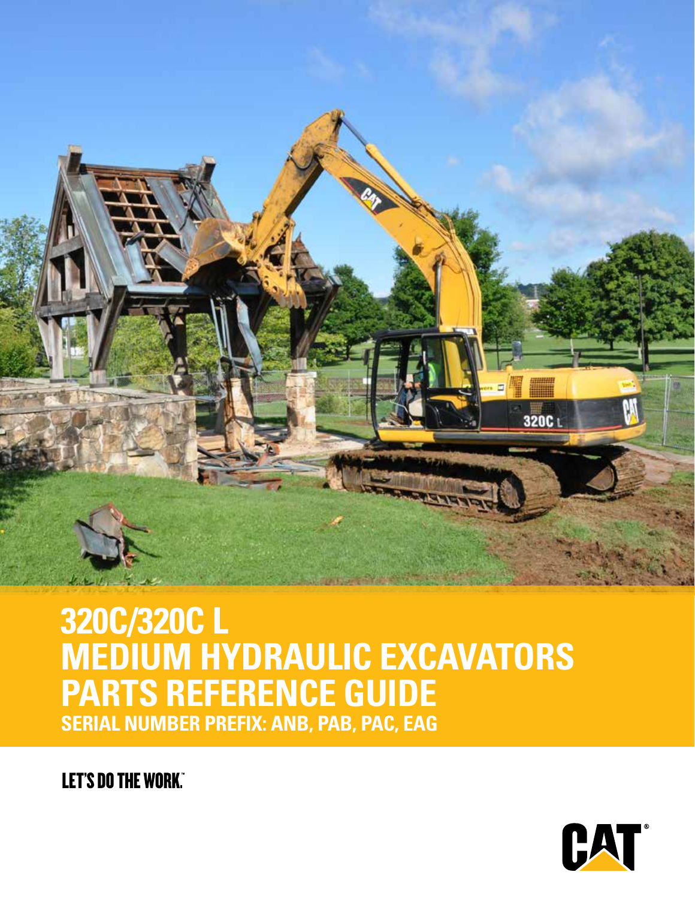# 320C/320C L MEDIUM HYDRAULIC EXCAVATORS PARTS REFERENCE GUIDE

**SERIAL NUMBER PREFIX: ANB, PAB, PAC, EAG**

LET'S DO THE WORK.™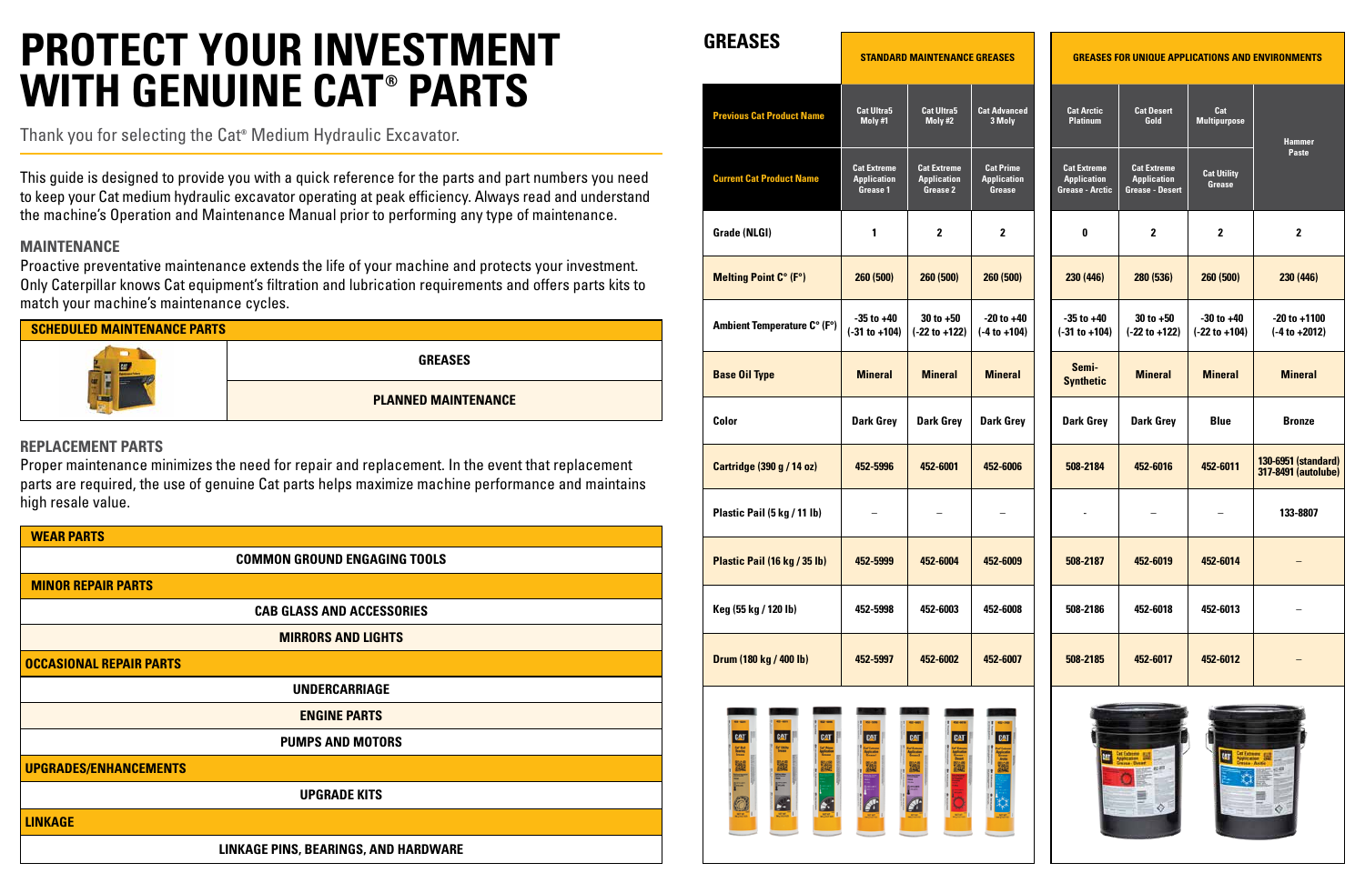# PROTECT YOUR INVESTMENT WITH GENUINE CAT® PARTS

Thank you for selecting the Cat® Medium Hydraulic Excavator.

This guide is designed to provide you with a quick reference for the parts and part numbers you need to keep your Cat medium hydraulic excavator operating at peak efficiency. Always read and understand the machine's Operation and Maintenance Manual prior to performing any type of maintenance.

## MAINTENANCE

Proactive preventative maintenance extends the life of your machine and protects your investment. Only Caterpillar knows Cat equipment's filtration and lubrication requirements and offers parts kits to match your machine's maintenance cycles.

| SCHEDULED MAINTENANCE PARTS |
|---|
| GREASES |
| PLANNED MAINTENANCE |

## REPLACEMENT PARTS

Proper maintenance minimizes the need for repair and replacement. In the event that replacement parts are required, the use of genuine Cat parts helps maximize machine performance and maintains high resale value.

| WEAR PARTS |
|---|
| COMMON GROUND ENGAGING TOOLS |
| **MINOR REPAIR PARTS** |
| CAB GLASS AND ACCESSORIES |
| MIRRORS AND LIGHTS |
| **OCCASIONAL REPAIR PARTS** |
| UNDERCARRIAGE |
| ENGINE PARTS |
| PUMPS AND MOTORS |
| **UPGRADES/ENHANCEMENTS** |
| UPGRADE KITS |
| **LINKAGE** |
| LINKAGE PINS, BEARINGS, AND HARDWARE |

## GREASES

| | STANDARD MAINTENANCE GREASES | | | GREASES FOR UNIQUE APPLICATIONS AND ENVIRONMENTS | | | |
|---|---|---|---|---|---|---|---|
| **Previous Cat Product Name** | Cat Ultra5 Moly #1 | Cat Ultra5 Moly #2 | Cat Advanced 3 Moly | Cat Arctic Platinum | Cat Desert Gold | Cat Multipurpose | Hammer Paste |
| **Current Cat Product Name** | Cat Extreme Application Grease 1 | Cat Extreme Application Grease 2 | Cat Prime Application Grease | Cat Extreme Application Grease - Arctic | Cat Extreme Application Grease - Desert | Cat Utility Grease | |
| **Grade (NLGI)** | 1 | 2 | 2 | 0 | 2 | 2 | 2 |
| **Melting Point C° (F°)** | 260 (500) | 260 (500) | 260 (500) | 230 (446) | 280 (536) | 260 (500) | 230 (446) |
| **Ambient Temperature C° (F°)** | -35 to +40 (-31 to +104) | 30 to +50 (-22 to +122) | -20 to +40 (-4 to +104) | -35 to +40 (-31 to +104) | 30 to +50 (-22 to +122) | -30 to +40 (-22 to +104) | -20 to +1100 (-4 to +2012) |
| **Base Oil Type** | Mineral | Mineral | Mineral | Semi-Synthetic | Mineral | Mineral | Mineral |
| **Color** | Dark Grey | Dark Grey | Dark Grey | Dark Grey | Dark Grey | Blue | Bronze |
| **Cartridge (390 g / 14 oz)** | 452-5996 | 452-6001 | 452-6006 | 508-2184 | 452-6016 | 452-6011 | 130-6951 (standard) 317-8491 (autolube) |
| **Plastic Pail (5 kg / 11 lb)** | – | – | – | - | – | – | 133-8807 |
| **Plastic Pail (16 kg / 35 lb)** | 452-5999 | 452-6004 | 452-6009 | 508-2187 | 452-6019 | 452-6014 | – |
| **Keg (55 kg / 120 lb)** | 452-5998 | 452-6003 | 452-6008 | 508-2186 | 452-6018 | 452-6013 | – |
| **Drum (180 kg / 400 lb)** | 452-5997 | 452-6002 | 452-6007 | 508-2185 | 452-6017 | 452-6012 | – |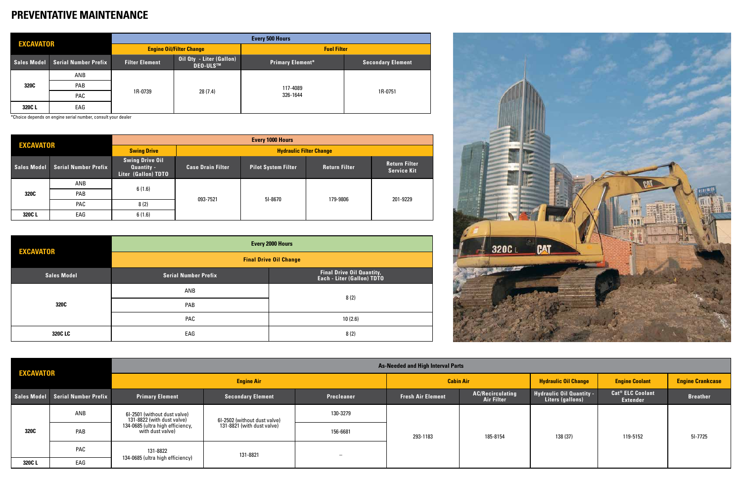# PREVENTATIVE MAINTENANCE

| EXCAVATOR | | Every 500 Hours | | | |
|---|---|---|---|---|---|
| | | Engine Oil/Filter Change | | Fuel Filter | |
| Sales Model | Serial Number Prefix | Filter Element | Oil Qty - Liter (Gallon) DEO-ULS™ | Primary Element* | Secondary Element |
| 320C | ANB | 1R-0739 | 28 (7.4) | 117-4089<br>326-1644 | 1R-0751 |
| | PAB | | | | |
| | PAC | | | | |
| 320C L | EAG | | | | |

*Choice depends on engine serial number, consult your dealer

| EXCAVATOR | | Every 1000 Hours | | | | |
|---|---|---|---|---|---|---|
| | | Swing Drive | Hydraulic Filter Change | | | |
| Sales Model | Serial Number Prefix | Swing Drive Oil Quantity - Liter (Gallon) TDTO | Case Drain Filter | Pilot System Filter | Return Filter | Return Filter Service Kit |
| 320C | ANB | 6 (1.6) | 093-7521 | 5I-8670 | 179-9806 | 201-9229 |
| | PAB | | | | | |
| | PAC | 8 (2) | | | | |
| 320C L | EAG | 6 (1.6) | | | | |

| EXCAVATOR | Every 2000 Hours | |
|---|---|---|
| | Final Drive Oil Change | |
| Sales Model | Serial Number Prefix | Final Drive Oil Quantity, Each - Liter (Gallon) TDTO |
| 320C | ANB | 8 (2) |
| | PAB | |
| | PAC | 10 (2.6) |
| 320C LC | EAG | 8 (2) |

| EXCAVATOR | | As-Needed and High Interval Parts | | | | | | | |
|---|---|---|---|---|---|---|---|---|---|
| | | Engine Air | | | Cabin Air | | Hydraulic Oil Change | Engine Coolant | Engine Crankcase |
| Sales Model | Serial Number Prefix | Primary Element | Secondary Element | Precleaner | Fresh Air Element | AC/Recirculating Air Filter | Hydraulic Oil Quantity - Liters (gallons) | Cat® ELC Coolant Extender | Breather |
| 320C | ANB | 6I-2501 (without dust valve)<br>131-8822 (with dust valve)<br>134-0685 (ultra high efficiency, with dust valve) | 6I-2502 (without dust valve)<br>131-8821 (with dust valve) | 130-3279 | 293-1183 | 185-8154 | 138 (37) | 119-5152 | 5I-7725 |
| | PAB | | | 156-6681 | | | | | |
| | PAC | 131-8822<br>134-0685 (ultra high efficiency) | 131-8821 | – | | | | | |
| 320C L | EAG | | | | | | | | |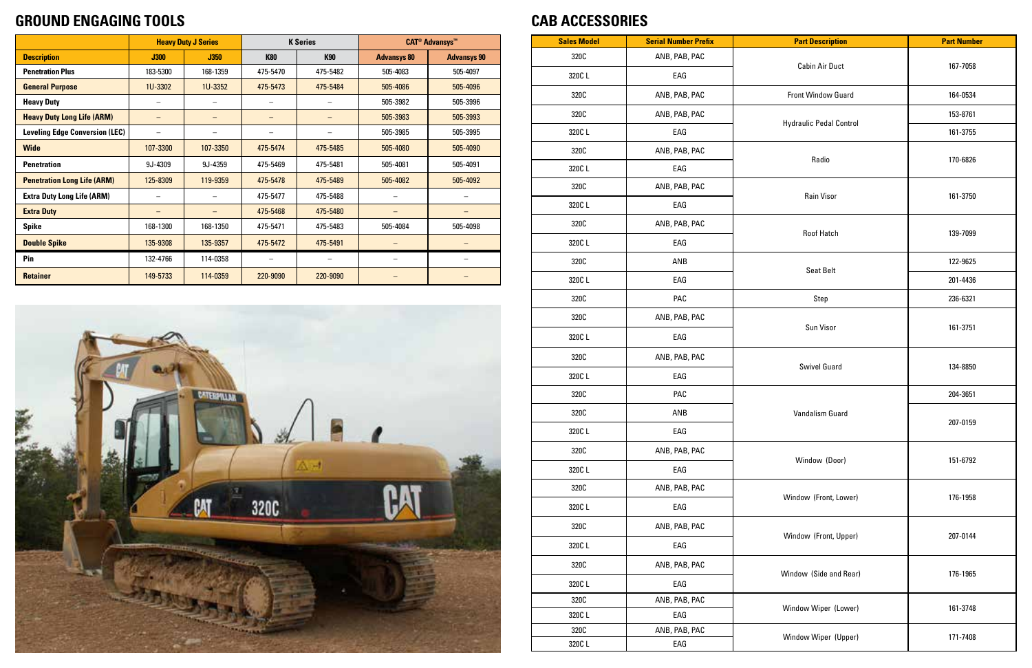## GROUND ENGAGING TOOLS

| | Heavy Duty J Series | | K Series | | CAT® Advansys™ | |
|---|---|---|---|---|---|---|
| **Description** | **J300** | **J350** | **K80** | **K90** | **Advansys 80** | **Advansys 90** |
| **Penetration Plus** | 183-5300 | 168-1359 | 475-5470 | 475-5482 | 505-4083 | 505-4097 |
| **General Purpose** | 1U-3302 | 1U-3352 | 475-5473 | 475-5484 | 505-4086 | 505-4096 |
| **Heavy Duty** | – | – | – | – | 505-3982 | 505-3996 |
| **Heavy Duty Long Life (ARM)** | – | – | – | – | 505-3983 | 505-3993 |
| **Leveling Edge Conversion (LEC)** | – | – | – | – | 505-3985 | 505-3995 |
| **Wide** | 107-3300 | 107-3350 | 475-5474 | 475-5485 | 505-4080 | 505-4090 |
| **Penetration** | 9J-4309 | 9J-4359 | 475-5469 | 475-5481 | 505-4081 | 505-4091 |
| **Penetration Long Life (ARM)** | 125-8309 | 119-9359 | 475-5478 | 475-5489 | 505-4082 | 505-4092 |
| **Extra Duty Long Life (ARM)** | – | – | 475-5477 | 475-5488 | – | – |
| **Extra Duty** | – | – | 475-5468 | 475-5480 | – | – |
| **Spike** | 168-1300 | 168-1350 | 475-5471 | 475-5483 | 505-4084 | 505-4098 |
| **Double Spike** | 135-9308 | 135-9357 | 475-5472 | 475-5491 | – | – |
| **Pin** | 132-4766 | 114-0358 | – | – | – | – |
| **Retainer** | 149-5733 | 114-0359 | 220-9090 | 220-9090 | – | – |

## CAB ACCESSORIES

| Sales Model | Serial Number Prefix | Part Description | Part Number |
|---|---|---|---|
| 320C | ANB, PAB, PAC | Cabin Air Duct | 167-7058 |
| 320C L | EAG | | |
| 320C | ANB, PAB, PAC | Front Window Guard | 164-0534 |
| 320C | ANB, PAB, PAC | Hydraulic Pedal Control | 153-8761 |
| 320C L | EAG | | 161-3755 |
| 320C | ANB, PAB, PAC | Radio | 170-6826 |
| 320C L | EAG | | |
| 320C | ANB, PAB, PAC | Rain Visor | 161-3750 |
| 320C L | EAG | | |
| 320C | ANB, PAB, PAC | Roof Hatch | 139-7099 |
| 320C L | EAG | | |
| 320C | ANB | Seat Belt | 122-9625 |
| 320C L | EAG | | 201-4436 |
| 320C | PAC | Step | 236-6321 |
| 320C | ANB, PAB, PAC | Sun Visor | 161-3751 |
| 320C L | EAG | | |
| 320C | ANB, PAB, PAC | Swivel Guard | 134-8850 |
| 320C L | EAG | | |
| 320C | PAC | Vandalism Guard | 204-3651 |
| 320C | ANB | | 207-0159 |
| 320C L | EAG | | |
| 320C | ANB, PAB, PAC | Window (Door) | 151-6792 |
| 320C L | EAG | | |
| 320C | ANB, PAB, PAC | Window (Front, Lower) | 176-1958 |
| 320C L | EAG | | |
| 320C | ANB, PAB, PAC | Window (Front, Upper) | 207-0144 |
| 320C L | EAG | | |
| 320C | ANB, PAB, PAC | Window (Side and Rear) | 176-1965 |
| 320C L | EAG | | |
| 320C | ANB, PAB, PAC | Window Wiper (Lower) | 161-3748 |
| 320C L | EAG | | |
| 320C | ANB, PAB, PAC | Window Wiper (Upper) | 171-7408 |
| 320C L | EAG | | |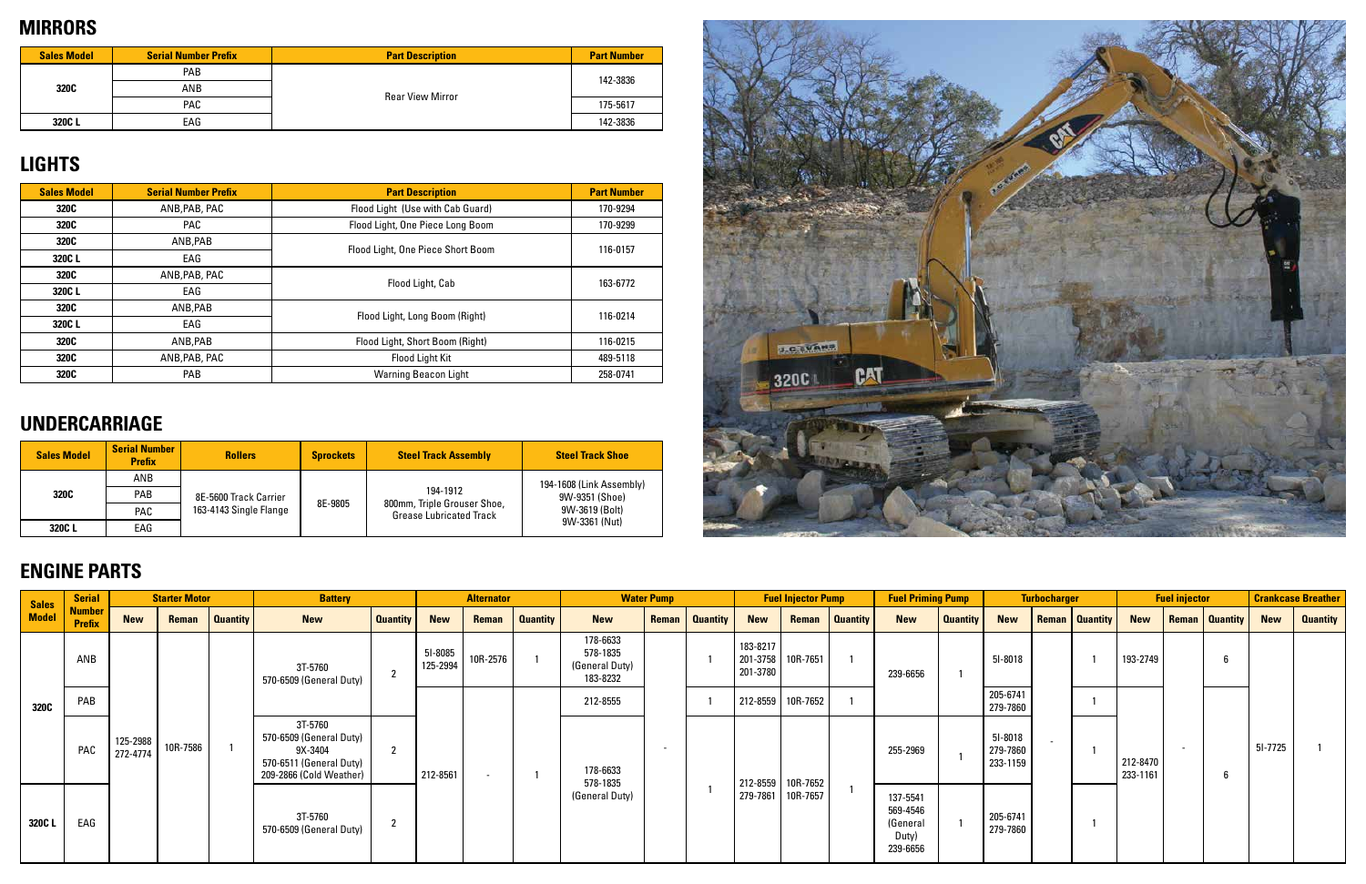## MIRRORS

| Sales Model | Serial Number Prefix | Part Description | Part Number |
|---|---|---|---|
| 320C | PAB | Rear View Mirror | 142-3836 |
| | ANB | | |
| | PAC | | 175-5617 |
| 320C L | EAG | | 142-3836 |

## LIGHTS

| Sales Model | Serial Number Prefix | Part Description | Part Number |
|---|---|---|---|
| 320C | ANB,PAB, PAC | Flood Light (Use with Cab Guard) | 170-9294 |
| 320C | PAC | Flood Light, One Piece Long Boom | 170-9299 |
| 320C | ANB,PAB | Flood Light, One Piece Short Boom | 116-0157 |
| 320C L | EAG | | |
| 320C | ANB,PAB, PAC | Flood Light, Cab | 163-6772 |
| 320C L | EAG | | |
| 320C | ANB,PAB | Flood Light, Long Boom (Right) | 116-0214 |
| 320C L | EAG | | |
| 320C | ANB,PAB | Flood Light, Short Boom (Right) | 116-0215 |
| 320C | ANB,PAB, PAC | Flood Light Kit | 489-5118 |
| 320C | PAB | Warning Beacon Light | 258-0741 |

## UNDERCARRIAGE

| Sales Model | Serial Number Prefix | Rollers | Sprockets | Steel Track Assembly | Steel Track Shoe |
|---|---|---|---|---|---|
| 320C | ANB | 8E-5600 Track Carrier<br>163-4143 Single Flange | 8E-9805 | 194-1912<br>800mm, Triple Grouser Shoe,<br>Grease Lubricated Track | 194-1608 (Link Assembly)<br>9W-9351 (Shoe)<br>9W-3619 (Bolt)<br>9W-3361 (Nut) |
| | PAB | | | | |
| | PAC | | | | |
| 320C L | EAG | | | | |

## ENGINE PARTS

| Sales Model | Serial Number Prefix | Starter Motor | | | Battery | | Alternator | | | Water Pump | | | Fuel Injector Pump | | | Fuel Priming Pump | | Turbocharger | | | Fuel injector | | | Crankcase Breather | |
|---|---|---|---|---|---|---|---|---|---|---|---|---|---|---|---|---|---|---|---|---|---|---|---|---|---|
| | | New | Reman | Quantity | New | Quantity | New | Reman | Quantity | New | Reman | Quantity | New | Reman | Quantity | New | Quantity | New | Reman | Quantity | New | Reman | Quantity | New | Quantity |
| 320C | ANB | 125-2988<br>272-4774 | 10R-7586 | 1 | 3T-5760<br>570-6509 (General Duty) | 2 | 5I-8085<br>125-2994 | 10R-2576 | 1 | 178-6633<br>578-1835<br>(General Duty)<br>183-8232 | - | 1 | 183-8217<br>201-3758<br>201-3780 | 10R-7651 | 1 | 239-6656 | 1 | 5I-8018 | - | 1 | 193-2749 | - | 6 | 5I-7725 | 1 |
| | PAB | | | | | | 212-8561 | - | 1 | 212-8555 | | 1 | 212-8559 | 10R-7652 | 1 | | | 205-6741<br>279-7860 | | 1 | 212-8470<br>233-1161 | | 6 | | |
| | PAC | | | | 3T-5760<br>570-6509 (General Duty)<br>9X-3404<br>570-6511 (General Duty)<br>209-2866 (Cold Weather) | 2 | | | | 178-6633<br>578-1835<br>(General Duty) | | 1 | 212-8559<br>279-7861 | 10R-7652<br>10R-7657 | 1 | 255-2969 | 1 | 5I-8018<br>279-7860<br>233-1159 | | 1 | | | | | |
| 320C L | EAG | | | | 3T-5760<br>570-6509 (General Duty) | 2 | | | | | | | | | | 137-5541<br>569-4546<br>(General Duty)<br>239-6656 | 1 | 205-6741<br>279-7860 | | 1 | | | | | |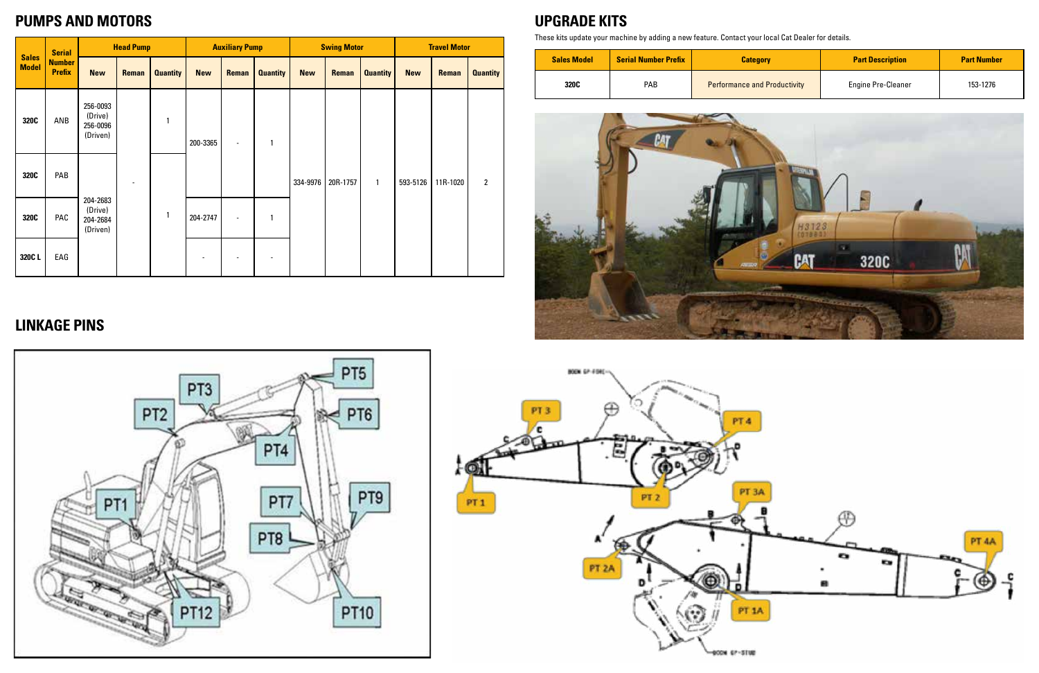## PUMPS AND MOTORS

| Sales Model | Serial Number Prefix | Head Pump | | | Auxiliary Pump | | | Swing Motor | | | Travel Motor | | |
|---|---|---|---|---|---|---|---|---|---|---|---|---|---|
| | | New | Reman | Quantity | New | Reman | Quantity | New | Reman | Quantity | New | Reman | Quantity |
| 320C | ANB | 256-0093 (Drive) 256-0096 (Driven) | - | 1 | 200-3365 | - | 1 | 334-9976 | 20R-1757 | 1 | 593-5126 | 11R-1020 | 2 |
| 320C | PAB | 204-2683 (Drive) 204-2684 (Driven) | - | 1 | 200-3365 | - | 1 | 334-9976 | 20R-1757 | 1 | 593-5126 | 11R-1020 | 2 |
| 320C | PAC | 204-2683 (Drive) 204-2684 (Driven) | - | 1 | 204-2747 | - | 1 | 334-9976 | 20R-1757 | 1 | 593-5126 | 11R-1020 | 2 |
| 320C L | EAG | 204-2683 (Drive) 204-2684 (Driven) | - | 1 | - | - | - | 334-9976 | 20R-1757 | 1 | 593-5126 | 11R-1020 | 2 |

## UPGRADE KITS

These kits update your machine by adding a new feature. Contact your local Cat Dealer for details.

| Sales Model | Serial Number Prefix | Category | Part Description | Part Number |
|---|---|---|---|---|
| 320C | PAB | Performance and Productivity | Engine Pre-Cleaner | 153-1276 |

## LINKAGE PINS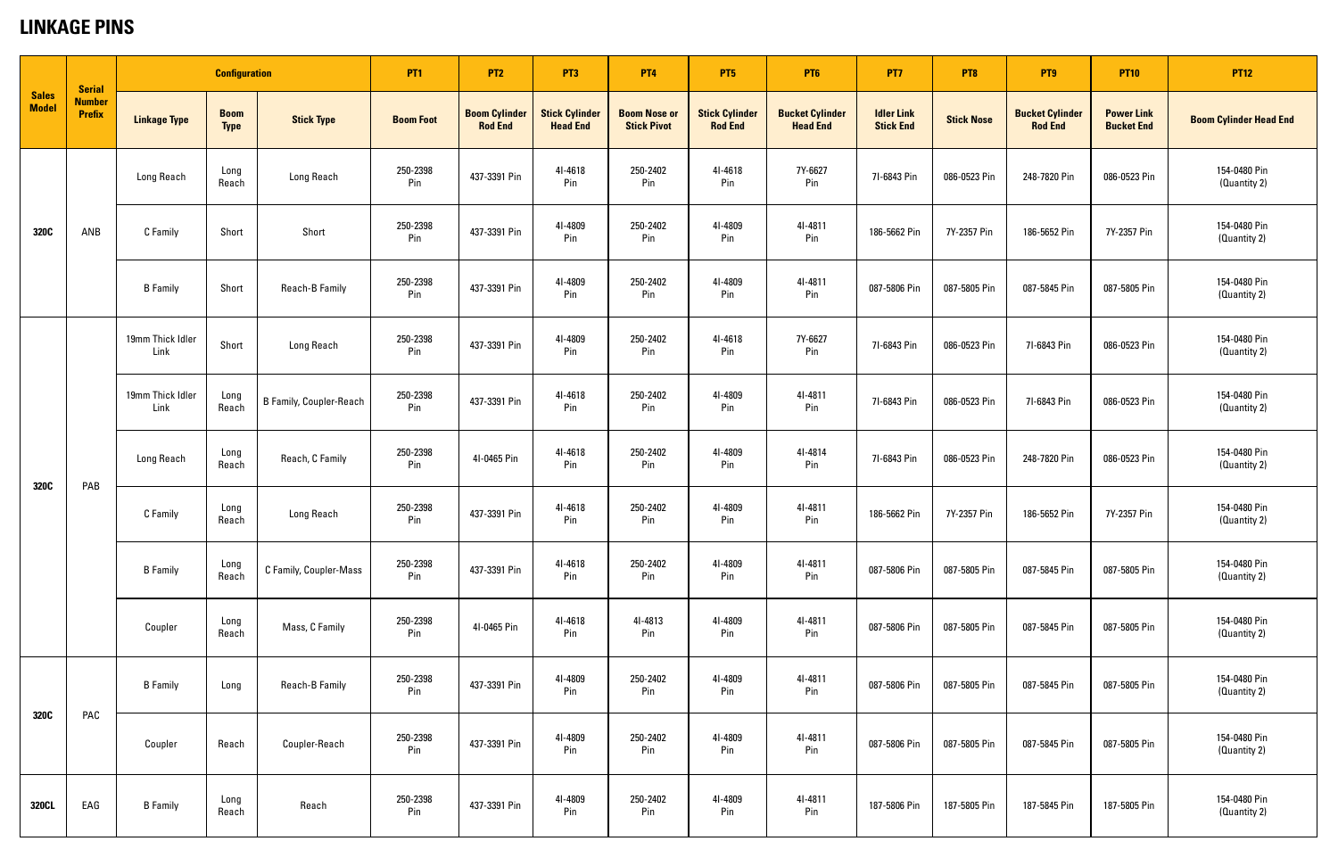# LINKAGE PINS

| Sales Model | Serial Number Prefix | Configuration | | | PT1 | PT2 | PT3 | PT4 | PT5 | PT6 | PT7 | PT8 | PT9 | PT10 | PT12 |
|---|---|---|---|---|---|---|---|---|---|---|---|---|---|---|---|
| | | Linkage Type | Boom Type | Stick Type | Boom Foot | Boom Cylinder Rod End | Stick Cylinder Head End | Boom Nose or Stick Pivot | Stick Cylinder Rod End | Bucket Cylinder Head End | Idler Link Stick End | Stick Nose | Bucket Cylinder Rod End | Power Link Bucket End | Boom Cylinder Head End |
| 320C | ANB | Long Reach | Long Reach | Long Reach | 250-2398 Pin | 437-3391 Pin | 4I-4618 Pin | 250-2402 Pin | 4I-4618 Pin | 7Y-6627 Pin | 7I-6843 Pin | 086-0523 Pin | 248-7820 Pin | 086-0523 Pin | 154-0480 Pin (Quantity 2) |
| | | C Family | Short | Short | 250-2398 Pin | 437-3391 Pin | 4I-4809 Pin | 250-2402 Pin | 4I-4809 Pin | 4I-4811 Pin | 186-5662 Pin | 7Y-2357 Pin | 186-5652 Pin | 7Y-2357 Pin | 154-0480 Pin (Quantity 2) |
| | | B Family | Short | Reach-B Family | 250-2398 Pin | 437-3391 Pin | 4I-4809 Pin | 250-2402 Pin | 4I-4809 Pin | 4I-4811 Pin | 087-5806 Pin | 087-5805 Pin | 087-5845 Pin | 087-5805 Pin | 154-0480 Pin (Quantity 2) |
| 320C | PAB | 19mm Thick Idler Link | Short | Long Reach | 250-2398 Pin | 437-3391 Pin | 4I-4809 Pin | 250-2402 Pin | 4I-4618 Pin | 7Y-6627 Pin | 7I-6843 Pin | 086-0523 Pin | 7I-6843 Pin | 086-0523 Pin | 154-0480 Pin (Quantity 2) |
| | | 19mm Thick Idler Link | Long Reach | B Family, Coupler-Reach | 250-2398 Pin | 437-3391 Pin | 4I-4618 Pin | 250-2402 Pin | 4I-4809 Pin | 4I-4811 Pin | 7I-6843 Pin | 086-0523 Pin | 7I-6843 Pin | 086-0523 Pin | 154-0480 Pin (Quantity 2) |
| | | Long Reach | Long Reach | Reach, C Family | 250-2398 Pin | 4I-0465 Pin | 4I-4618 Pin | 250-2402 Pin | 4I-4809 Pin | 4I-4814 Pin | 7I-6843 Pin | 086-0523 Pin | 248-7820 Pin | 086-0523 Pin | 154-0480 Pin (Quantity 2) |
| | | C Family | Long Reach | Long Reach | 250-2398 Pin | 437-3391 Pin | 4I-4618 Pin | 250-2402 Pin | 4I-4809 Pin | 4I-4811 Pin | 186-5662 Pin | 7Y-2357 Pin | 186-5652 Pin | 7Y-2357 Pin | 154-0480 Pin (Quantity 2) |
| | | B Family | Long Reach | C Family, Coupler-Mass | 250-2398 Pin | 437-3391 Pin | 4I-4618 Pin | 250-2402 Pin | 4I-4809 Pin | 4I-4811 Pin | 087-5806 Pin | 087-5805 Pin | 087-5845 Pin | 087-5805 Pin | 154-0480 Pin (Quantity 2) |
| | | Coupler | Long Reach | Mass, C Family | 250-2398 Pin | 4I-0465 Pin | 4I-4618 Pin | 4I-4813 Pin | 4I-4809 Pin | 4I-4811 Pin | 087-5806 Pin | 087-5805 Pin | 087-5845 Pin | 087-5805 Pin | 154-0480 Pin (Quantity 2) |
| 320C | PAC | B Family | Long | Reach-B Family | 250-2398 Pin | 437-3391 Pin | 4I-4809 Pin | 250-2402 Pin | 4I-4809 Pin | 4I-4811 Pin | 087-5806 Pin | 087-5805 Pin | 087-5845 Pin | 087-5805 Pin | 154-0480 Pin (Quantity 2) |
| | | Coupler | Reach | Coupler-Reach | 250-2398 Pin | 437-3391 Pin | 4I-4809 Pin | 250-2402 Pin | 4I-4809 Pin | 4I-4811 Pin | 087-5806 Pin | 087-5805 Pin | 087-5845 Pin | 087-5805 Pin | 154-0480 Pin (Quantity 2) |
| 320CL | EAG | B Family | Long Reach | Reach | 250-2398 Pin | 437-3391 Pin | 4I-4809 Pin | 250-2402 Pin | 4I-4809 Pin | 4I-4811 Pin | 187-5806 Pin | 187-5805 Pin | 187-5845 Pin | 187-5805 Pin | 154-0480 Pin (Quantity 2) |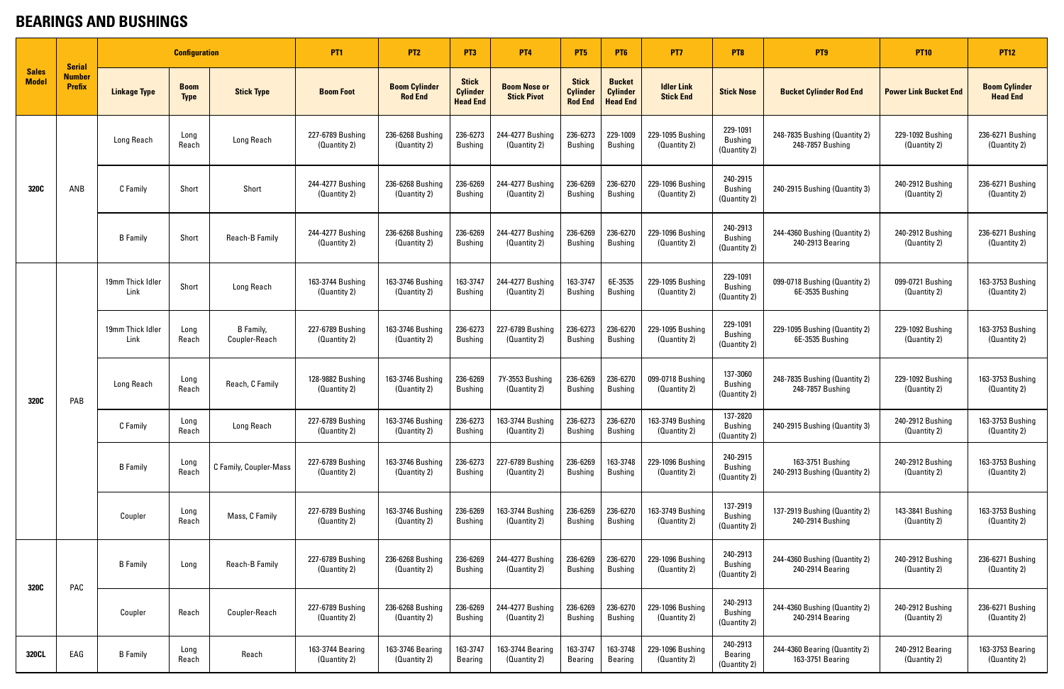# BEARINGS AND BUSHINGS

| Sales Model | Serial Number Prefix | Configuration | | | PT1 | PT2 | PT3 | PT4 | PT5 | PT6 | PT7 | PT8 | PT9 | PT10 | PT12 |
|---|---|---|---|---|---|---|---|---|---|---|---|---|---|---|---|
| | | Linkage Type | Boom Type | Stick Type | Boom Foot | Boom Cylinder Rod End | Stick Cylinder Head End | Boom Nose or Stick Pivot | Stick Cylinder Rod End | Bucket Cylinder Head End | Idler Link Stick End | Stick Nose | Bucket Cylinder Rod End | Power Link Bucket End | Boom Cylinder Head End |
| 320C | ANB | Long Reach | Long Reach | Long Reach | 227-6789 Bushing (Quantity 2) | 236-6268 Bushing (Quantity 2) | 236-6273 Bushing | 244-4277 Bushing (Quantity 2) | 236-6273 Bushing | 229-1009 Bushing | 229-1095 Bushing (Quantity 2) | 229-1091 Bushing (Quantity 2) | 248-7835 Bushing (Quantity 2) 248-7857 Bushing | 229-1092 Bushing (Quantity 2) | 236-6271 Bushing (Quantity 2) |
| | | C Family | Short | Short | 244-4277 Bushing (Quantity 2) | 236-6268 Bushing (Quantity 2) | 236-6269 Bushing | 244-4277 Bushing (Quantity 2) | 236-6269 Bushing | 236-6270 Bushing | 229-1096 Bushing (Quantity 2) | 240-2915 Bushing (Quantity 2) | 240-2915 Bushing (Quantity 3) | 240-2912 Bushing (Quantity 2) | 236-6271 Bushing (Quantity 2) |
| | | B Family | Short | Reach-B Family | 244-4277 Bushing (Quantity 2) | 236-6268 Bushing (Quantity 2) | 236-6269 Bushing | 244-4277 Bushing (Quantity 2) | 236-6269 Bushing | 236-6270 Bushing | 229-1096 Bushing (Quantity 2) | 240-2913 Bushing (Quantity 2) | 244-4360 Bushing (Quantity 2) 240-2913 Bearing | 240-2912 Bushing (Quantity 2) | 236-6271 Bushing (Quantity 2) |
| 320C | PAB | 19mm Thick Idler Link | Short | Long Reach | 163-3744 Bushing (Quantity 2) | 163-3746 Bushing (Quantity 2) | 163-3747 Bushing | 244-4277 Bushing (Quantity 2) | 163-3747 Bushing | 6E-3535 Bushing | 229-1095 Bushing (Quantity 2) | 229-1091 Bushing (Quantity 2) | 099-0718 Bushing (Quantity 2) 6E-3535 Bushing | 099-0721 Bushing (Quantity 2) | 163-3753 Bushing (Quantity 2) |
| | | 19mm Thick Idler Link | Long Reach | B Family, Coupler-Reach | 227-6789 Bushing (Quantity 2) | 163-3746 Bushing (Quantity 2) | 236-6273 Bushing | 227-6789 Bushing (Quantity 2) | 236-6273 Bushing | 236-6270 Bushing | 229-1095 Bushing (Quantity 2) | 229-1091 Bushing (Quantity 2) | 229-1095 Bushing (Quantity 2) 6E-3535 Bushing | 229-1092 Bushing (Quantity 2) | 163-3753 Bushing (Quantity 2) |
| | | Long Reach | Long Reach | Reach, C Family | 128-9882 Bushing (Quantity 2) | 163-3746 Bushing (Quantity 2) | 236-6269 Bushing | 7Y-3553 Bushing (Quantity 2) | 236-6269 Bushing | 236-6270 Bushing | 099-0718 Bushing (Quantity 2) | 137-3060 Bushing (Quantity 2) | 248-7835 Bushing (Quantity 2) 248-7857 Bushing | 229-1092 Bushing (Quantity 2) | 163-3753 Bushing (Quantity 2) |
| | | C Family | Long Reach | Long Reach | 227-6789 Bushing (Quantity 2) | 163-3746 Bushing (Quantity 2) | 236-6273 Bushing | 163-3744 Bushing (Quantity 2) | 236-6273 Bushing | 236-6270 Bushing | 163-3749 Bushing (Quantity 2) | 137-2820 Bushing (Quantity 2) | 240-2915 Bushing (Quantity 3) | 240-2912 Bushing (Quantity 2) | 163-3753 Bushing (Quantity 2) |
| | | B Family | Long Reach | C Family, Coupler-Mass | 227-6789 Bushing (Quantity 2) | 163-3746 Bushing (Quantity 2) | 236-6273 Bushing | 227-6789 Bushing (Quantity 2) | 236-6269 Bushing | 163-3748 Bushing | 229-1096 Bushing (Quantity 2) | 240-2915 Bushing (Quantity 2) | 163-3751 Bushing 240-2913 Bushing (Quantity 2) | 240-2912 Bushing (Quantity 2) | 163-3753 Bushing (Quantity 2) |
| | | Coupler | Long Reach | Mass, C Family | 227-6789 Bushing (Quantity 2) | 163-3746 Bushing (Quantity 2) | 236-6269 Bushing | 163-3744 Bushing (Quantity 2) | 236-6269 Bushing | 236-6270 Bushing | 163-3749 Bushing (Quantity 2) | 137-2919 Bushing (Quantity 2) | 137-2919 Bushing (Quantity 2) 240-2914 Bushing | 143-3841 Bushing (Quantity 2) | 163-3753 Bushing (Quantity 2) |
| 320C | PAC | B Family | Long | Reach-B Family | 227-6789 Bushing (Quantity 2) | 236-6268 Bushing (Quantity 2) | 236-6269 Bushing | 244-4277 Bushing (Quantity 2) | 236-6269 Bushing | 236-6270 Bushing | 229-1096 Bushing (Quantity 2) | 240-2913 Bushing (Quantity 2) | 244-4360 Bushing (Quantity 2) 240-2914 Bearing | 240-2912 Bushing (Quantity 2) | 236-6271 Bushing (Quantity 2) |
| | | Coupler | Reach | Coupler-Reach | 227-6789 Bushing (Quantity 2) | 236-6268 Bushing (Quantity 2) | 236-6269 Bushing | 244-4277 Bushing (Quantity 2) | 236-6269 Bushing | 236-6270 Bushing | 229-1096 Bushing (Quantity 2) | 240-2913 Bushing (Quantity 2) | 244-4360 Bushing (Quantity 2) 240-2914 Bearing | 240-2912 Bushing (Quantity 2) | 236-6271 Bushing (Quantity 2) |
| 320CL | EAG | B Family | Long Reach | Reach | 163-3744 Bearing (Quantity 2) | 163-3746 Bearing (Quantity 2) | 163-3747 Bearing | 163-3744 Bearing (Quantity 2) | 163-3747 Bearing | 163-3748 Bearing | 229-1096 Bushing (Quantity 2) | 240-2913 Bearing (Quantity 2) | 244-4360 Bearing (Quantity 2) 163-3751 Bearing | 240-2912 Bearing (Quantity 2) | 163-3753 Bearing (Quantity 2) |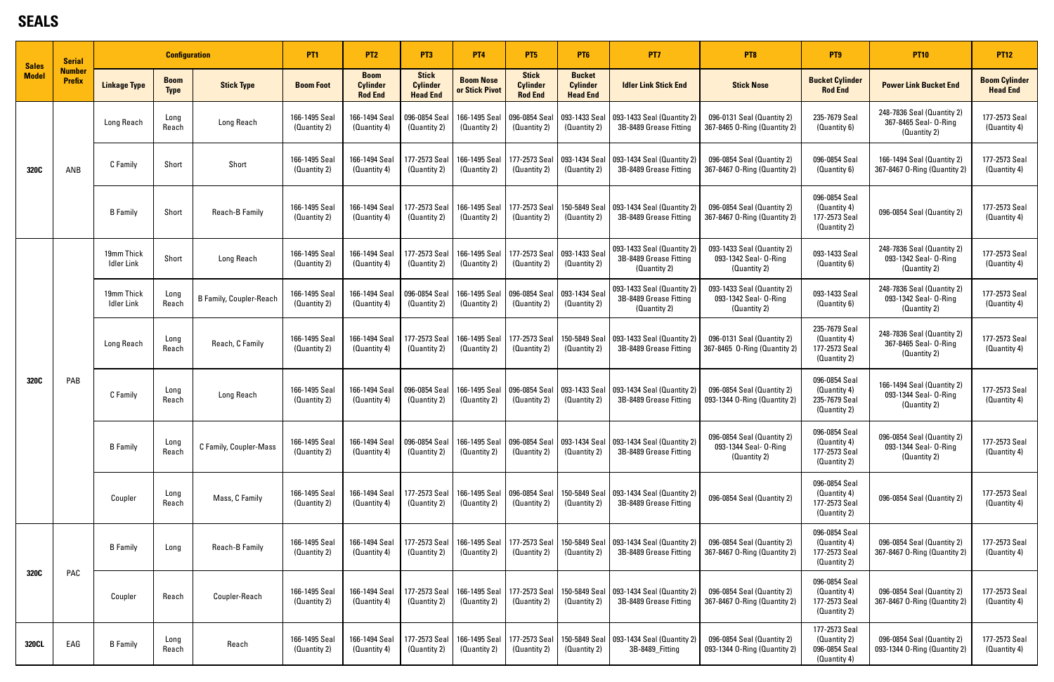# SEALS

| Sales Model | Serial Number Prefix | Configuration | | | PT1 | PT2 | PT3 | PT4 | PT5 | PT6 | PT7 | PT8 | PT9 | PT10 | PT12 |
|---|---|---|---|---|---|---|---|---|---|---|---|---|---|---|---|
| | | Linkage Type | Boom Type | Stick Type | Boom Foot | Boom Cylinder Rod End | Stick Cylinder Head End | Boom Nose or Stick Pivot | Stick Cylinder Rod End | Bucket Cylinder Head End | Idler Link Stick End | Stick Nose | Bucket Cylinder Rod End | Power Link Bucket End | Boom Cylinder Head End |
| 320C | ANB | Long Reach | Long Reach | Long Reach | 166-1495 Seal (Quantity 2) | 166-1494 Seal (Quantity 4) | 096-0854 Seal (Quantity 2) | 166-1495 Seal (Quantity 2) | 096-0854 Seal (Quantity 2) | 093-1433 Seal (Quantity 2) | 093-1433 Seal (Quantity 2) 3B-8489 Grease Fitting | 096-0131 Seal (Quantity 2) 367-8465 O-Ring (Quantity 2) | 235-7679 Seal (Quantity 6) | 248-7836 Seal (Quantity 2) 367-8465 Seal- O-Ring (Quantity 2) | 177-2573 Seal (Quantity 4) |
| | | C Family | Short | Short | 166-1495 Seal (Quantity 2) | 166-1494 Seal (Quantity 4) | 177-2573 Seal (Quantity 2) | 166-1495 Seal (Quantity 2) | 177-2573 Seal (Quantity 2) | 093-1434 Seal (Quantity 2) | 093-1434 Seal (Quantity 2) 3B-8489 Grease Fitting | 096-0854 Seal (Quantity 2) 367-8467 O-Ring (Quantity 2) | 096-0854 Seal (Quantity 6) | 166-1494 Seal (Quantity 2) 367-8467 O-Ring (Quantity 2) | 177-2573 Seal (Quantity 4) |
| | | B Family | Short | Reach-B Family | 166-1495 Seal (Quantity 2) | 166-1494 Seal (Quantity 4) | 177-2573 Seal (Quantity 2) | 166-1495 Seal (Quantity 2) | 177-2573 Seal (Quantity 2) | 150-5849 Seal (Quantity 2) | 093-1434 Seal (Quantity 2) 3B-8489 Grease Fitting | 096-0854 Seal (Quantity 2) 367-8467 O-Ring (Quantity 2) | 096-0854 Seal (Quantity 4) 177-2573 Seal (Quantity 2) | 096-0854 Seal (Quantity 2) | 177-2573 Seal (Quantity 4) |
| 320C | PAB | 19mm Thick Idler Link | Short | Long Reach | 166-1495 Seal (Quantity 2) | 166-1494 Seal (Quantity 4) | 177-2573 Seal (Quantity 2) | 166-1495 Seal (Quantity 2) | 177-2573 Seal (Quantity 2) | 093-1433 Seal (Quantity 2) | 093-1433 Seal (Quantity 2) 3B-8489 Grease Fitting (Quantity 2) | 093-1433 Seal (Quantity 2) 093-1342 Seal- O-Ring (Quantity 2) | 093-1433 Seal (Quantity 6) | 248-7836 Seal (Quantity 2) 093-1342 Seal- O-Ring (Quantity 2) | 177-2573 Seal (Quantity 4) |
| | | 19mm Thick Idler Link | Long Reach | B Family, Coupler-Reach | 166-1495 Seal (Quantity 2) | 166-1494 Seal (Quantity 4) | 096-0854 Seal (Quantity 2) | 166-1495 Seal (Quantity 2) | 096-0854 Seal (Quantity 2) | 093-1434 Seal (Quantity 2) | 093-1433 Seal (Quantity 2) 3B-8489 Grease Fitting (Quantity 2) | 093-1433 Seal (Quantity 2) 093-1342 Seal- O-Ring (Quantity 2) | 093-1433 Seal (Quantity 6) | 248-7836 Seal (Quantity 2) 093-1342 Seal- O-Ring (Quantity 2) | 177-2573 Seal (Quantity 4) |
| | | Long Reach | Long Reach | Reach, C Family | 166-1495 Seal (Quantity 2) | 166-1494 Seal (Quantity 4) | 177-2573 Seal (Quantity 2) | 166-1495 Seal (Quantity 2) | 177-2573 Seal (Quantity 2) | 150-5849 Seal (Quantity 2) | 093-1433 Seal (Quantity 2) 3B-8489 Grease Fitting | 096-0131 Seal (Quantity 2) 367-8465 O-Ring (Quantity 2) | 235-7679 Seal (Quantity 4) 177-2573 Seal (Quantity 2) | 248-7836 Seal (Quantity 2) 367-8465 Seal- O-Ring (Quantity 2) | 177-2573 Seal (Quantity 4) |
| | | C Family | Long Reach | Long Reach | 166-1495 Seal (Quantity 2) | 166-1494 Seal (Quantity 4) | 096-0854 Seal (Quantity 2) | 166-1495 Seal (Quantity 2) | 096-0854 Seal (Quantity 2) | 093-1433 Seal (Quantity 2) | 093-1434 Seal (Quantity 2) 3B-8489 Grease Fitting | 096-0854 Seal (Quantity 2) 093-1344 O-Ring (Quantity 2) | 096-0854 Seal (Quantity 4) 235-7679 Seal (Quantity 2) | 166-1494 Seal (Quantity 2) 093-1344 Seal- O-Ring (Quantity 2) | 177-2573 Seal (Quantity 4) |
| | | B Family | Long Reach | C Family, Coupler-Mass | 166-1495 Seal (Quantity 2) | 166-1494 Seal (Quantity 4) | 096-0854 Seal (Quantity 2) | 166-1495 Seal (Quantity 2) | 096-0854 Seal (Quantity 2) | 093-1434 Seal (Quantity 2) | 093-1434 Seal (Quantity 2) 3B-8489 Grease Fitting | 096-0854 Seal (Quantity 2) 093-1344 Seal- O-Ring (Quantity 2) | 096-0854 Seal (Quantity 4) 177-2573 Seal (Quantity 2) | 096-0854 Seal (Quantity 2) 093-1344 Seal- O-Ring (Quantity 2) | 177-2573 Seal (Quantity 4) |
| | | Coupler | Long Reach | Mass, C Family | 166-1495 Seal (Quantity 2) | 166-1494 Seal (Quantity 4) | 177-2573 Seal (Quantity 2) | 166-1495 Seal (Quantity 2) | 096-0854 Seal (Quantity 2) | 150-5849 Seal (Quantity 2) | 093-1434 Seal (Quantity 2) 3B-8489 Grease Fitting | 096-0854 Seal (Quantity 2) | 096-0854 Seal (Quantity 4) 177-2573 Seal (Quantity 2) | 096-0854 Seal (Quantity 2) | 177-2573 Seal (Quantity 4) |
| 320C | PAC | B Family | Long | Reach-B Family | 166-1495 Seal (Quantity 2) | 166-1494 Seal (Quantity 4) | 177-2573 Seal (Quantity 2) | 166-1495 Seal (Quantity 2) | 177-2573 Seal (Quantity 2) | 150-5849 Seal (Quantity 2) | 093-1434 Seal (Quantity 2) 3B-8489 Grease Fitting | 096-0854 Seal (Quantity 2) 367-8467 O-Ring (Quantity 2) | 096-0854 Seal (Quantity 4) 177-2573 Seal (Quantity 2) | 096-0854 Seal (Quantity 2) 367-8467 O-Ring (Quantity 2) | 177-2573 Seal (Quantity 4) |
| | | Coupler | Reach | Coupler-Reach | 166-1495 Seal (Quantity 2) | 166-1494 Seal (Quantity 4) | 177-2573 Seal (Quantity 2) | 166-1495 Seal (Quantity 2) | 177-2573 Seal (Quantity 2) | 150-5849 Seal (Quantity 2) | 093-1434 Seal (Quantity 2) 3B-8489 Grease Fitting | 096-0854 Seal (Quantity 2) 367-8467 O-Ring (Quantity 2) | 096-0854 Seal (Quantity 4) 177-2573 Seal (Quantity 2) | 096-0854 Seal (Quantity 2) 367-8467 O-Ring (Quantity 2) | 177-2573 Seal (Quantity 4) |
| 320CL | EAG | B Family | Long Reach | Reach | 166-1495 Seal (Quantity 2) | 166-1494 Seal (Quantity 4) | 177-2573 Seal (Quantity 2) | 166-1495 Seal (Quantity 2) | 177-2573 Seal (Quantity 2) | 150-5849 Seal (Quantity 2) | 093-1434 Seal (Quantity 2) 3B-8489_Fitting | 096-0854 Seal (Quantity 2) 093-1344 O-Ring (Quantity 2) | 177-2573 Seal (Quantity 2) 096-0854 Seal (Quantity 4) | 096-0854 Seal (Quantity 2) 093-1344 O-Ring (Quantity 2) | 177-2573 Seal (Quantity 4) |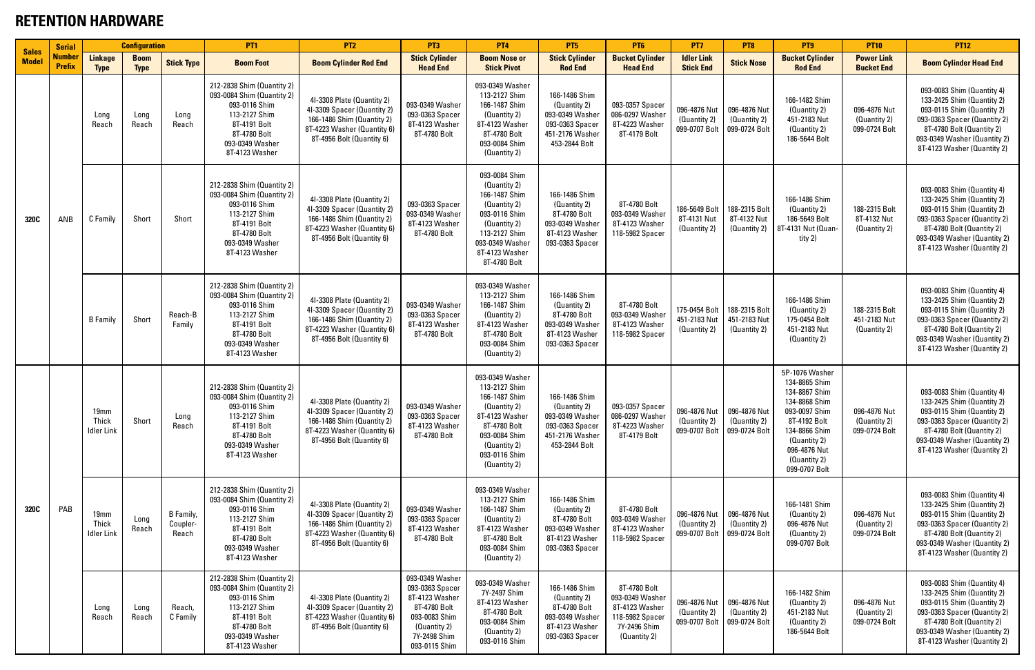# RETENTION HARDWARE

| Sales Model | Serial Number Prefix | Configuration | | | PT1 | PT2 | PT3 | PT4 | PT5 | PT6 | PT7 | PT8 | PT9 | PT10 | PT12 |
|---|---|---|---|---|---|---|---|---|---|---|---|---|---|---|---|
| | | Linkage Type | Boom Type | Stick Type | Boom Foot | Boom Cylinder Rod End | Stick Cylinder Head End | Boom Nose or Stick Pivot | Stick Cylinder Rod End | Bucket Cylinder Head End | Idler Link Stick End | Stick Nose | Bucket Cylinder Rod End | Power Link Bucket End | Boom Cylinder Head End |
| 320C | ANB | Long Reach | Long Reach | Long Reach | 212-2838 Shim (Quantity 2) 093-0084 Shim (Quantity 2) 093-0116 Shim 113-2127 Shim 8T-4191 Bolt 8T-4780 Bolt 093-0349 Washer 8T-4123 Washer | 4I-3308 Plate (Quantity 2) 4I-3309 Spacer (Quantity 2) 166-1486 Shim (Quantity 2) 8T-4223 Washer (Quantity 6) 8T-4956 Bolt (Quantity 6) | 093-0349 Washer 093-0363 Spacer 8T-4123 Washer 8T-4780 Bolt | 093-0349 Washer 113-2127 Shim 166-1487 Shim (Quantity 2) 8T-4123 Washer 8T-4780 Bolt 093-0084 Shim (Quantity 2) | 166-1486 Shim (Quantity 2) 093-0349 Washer 093-0363 Spacer 451-2176 Washer 453-2844 Bolt | 093-0357 Spacer 086-0297 Washer 8T-4223 Washer 8T-4179 Bolt | 096-4876 Nut (Quantity 2) 099-0707 Bolt | 096-4876 Nut (Quantity 2) 099-0724 Bolt | 166-1482 Shim (Quantity 2) 451-2183 Nut (Quantity 2) 186-5644 Bolt | 096-4876 Nut (Quantity 2) 099-0724 Bolt | 093-0083 Shim (Quantity 4) 133-2425 Shim (Quantity 2) 093-0115 Shim (Quantity 2) 093-0363 Spacer (Quantity 2) 8T-4780 Bolt (Quantity 2) 093-0349 Washer (Quantity 2) 8T-4123 Washer (Quantity 2) |
| | | C Family | Short | Short | 212-2838 Shim (Quantity 2) 093-0084 Shim (Quantity 2) 093-0116 Shim 113-2127 Shim 8T-4191 Bolt 8T-4780 Bolt 093-0349 Washer 8T-4123 Washer | 4I-3308 Plate (Quantity 2) 4I-3309 Spacer (Quantity 2) 166-1486 Shim (Quantity 2) 8T-4223 Washer (Quantity 6) 8T-4956 Bolt (Quantity 6) | 093-0363 Spacer 093-0349 Washer 8T-4123 Washer 8T-4780 Bolt | 093-0084 Shim (Quantity 2) 166-1487 Shim (Quantity 2) 093-0116 Shim (Quantity 2) 113-2127 Shim 093-0349 Washer 8T-4123 Washer 8T-4780 Bolt | 166-1486 Shim (Quantity 2) 8T-4780 Bolt 093-0349 Washer 8T-4123 Washer 093-0363 Spacer | 8T-4780 Bolt 093-0349 Washer 8T-4123 Washer 118-5982 Spacer | 186-5649 Bolt 8T-4131 Nut (Quantity 2) | 188-2315 Bolt 8T-4132 Nut (Quantity 2) | 166-1486 Shim (Quantity 2) 186-5649 Bolt 8T-4131 Nut (Quantity 2) | 188-2315 Bolt 8T-4132 Nut (Quantity 2) | 093-0083 Shim (Quantity 4) 133-2425 Shim (Quantity 2) 093-0115 Shim (Quantity 2) 093-0363 Spacer (Quantity 2) 8T-4780 Bolt (Quantity 2) 093-0349 Washer (Quantity 2) 8T-4123 Washer (Quantity 2) |
| | | B Family | Short | Reach-B Family | 212-2838 Shim (Quantity 2) 093-0084 Shim (Quantity 2) 093-0116 Shim 113-2127 Shim 8T-4191 Bolt 8T-4780 Bolt 093-0349 Washer 8T-4123 Washer | 4I-3308 Plate (Quantity 2) 4I-3309 Spacer (Quantity 2) 166-1486 Shim (Quantity 2) 8T-4223 Washer (Quantity 6) 8T-4956 Bolt (Quantity 6) | 093-0349 Washer 093-0363 Spacer 8T-4123 Washer 8T-4780 Bolt | 093-0349 Washer 113-2127 Shim 166-1487 Shim (Quantity 2) 8T-4123 Washer 8T-4780 Bolt 093-0084 Shim (Quantity 2) | 166-1486 Shim (Quantity 2) 8T-4780 Bolt 093-0349 Washer 8T-4123 Washer 093-0363 Spacer | 8T-4780 Bolt 093-0349 Washer 8T-4123 Washer 118-5982 Spacer | 175-0454 Bolt 451-2183 Nut (Quantity 2) | 188-2315 Bolt 451-2183 Nut (Quantity 2) | 166-1486 Shim (Quantity 2) 175-0454 Bolt 451-2183 Nut (Quantity 2) | 188-2315 Bolt 451-2183 Nut (Quantity 2) | 093-0083 Shim (Quantity 4) 133-2425 Shim (Quantity 2) 093-0115 Shim (Quantity 2) 093-0363 Spacer (Quantity 2) 8T-4780 Bolt (Quantity 2) 093-0349 Washer (Quantity 2) 8T-4123 Washer (Quantity 2) |
| 320C | PAB | 19mm Thick Idler Link | Short | Long Reach | 212-2838 Shim (Quantity 2) 093-0084 Shim (Quantity 2) 093-0116 Shim 113-2127 Shim 8T-4191 Bolt 8T-4780 Bolt 093-0349 Washer 8T-4123 Washer | 4I-3308 Plate (Quantity 2) 4I-3309 Spacer (Quantity 2) 166-1486 Shim (Quantity 2) 8T-4223 Washer (Quantity 6) 8T-4956 Bolt (Quantity 6) | 093-0349 Washer 093-0363 Spacer 8T-4123 Washer 8T-4780 Bolt | 093-0349 Washer 113-2127 Shim 166-1487 Shim (Quantity 2) 8T-4123 Washer 8T-4780 Bolt 093-0084 Shim (Quantity 2) 093-0116 Shim (Quantity 2) | 166-1486 Shim (Quantity 2) 093-0349 Washer 093-0363 Spacer 451-2176 Washer 453-2844 Bolt | 093-0357 Spacer 086-0297 Washer 8T-4223 Washer 8T-4179 Bolt | 096-4876 Nut (Quantity 2) 099-0707 Bolt | 096-4876 Nut (Quantity 2) 099-0724 Bolt | 5P-1076 Washer 134-8865 Shim 134-8867 Shim 134-8868 Shim 093-0097 Shim 8T-4192 Bolt 134-8866 Shim (Quantity 2) 096-4876 Nut (Quantity 2) 099-0707 Bolt | 096-4876 Nut (Quantity 2) 099-0724 Bolt | 093-0083 Shim (Quantity 4) 133-2425 Shim (Quantity 2) 093-0115 Shim (Quantity 2) 093-0363 Spacer (Quantity 2) 8T-4780 Bolt (Quantity 2) 093-0349 Washer (Quantity 2) 8T-4123 Washer (Quantity 2) |
| | | 19mm Thick Idler Link | Long Reach | B Family, Coupler-Reach | 212-2838 Shim (Quantity 2) 093-0084 Shim (Quantity 2) 093-0116 Shim 113-2127 Shim 8T-4191 Bolt 8T-4780 Bolt 093-0349 Washer 8T-4123 Washer | 4I-3308 Plate (Quantity 2) 4I-3309 Spacer (Quantity 2) 166-1486 Shim (Quantity 2) 8T-4223 Washer (Quantity 6) 8T-4956 Bolt (Quantity 6) | 093-0349 Washer 093-0363 Spacer 8T-4123 Washer 8T-4780 Bolt | 093-0349 Washer 113-2127 Shim 166-1487 Shim (Quantity 2) 8T-4123 Washer 8T-4780 Bolt 093-0084 Shim (Quantity 2) | 166-1486 Shim (Quantity 2) 8T-4780 Bolt 093-0349 Washer 8T-4123 Washer 093-0363 Spacer | 8T-4780 Bolt 093-0349 Washer 8T-4123 Washer 118-5982 Spacer | 096-4876 Nut (Quantity 2) 099-0707 Bolt | 096-4876 Nut (Quantity 2) 099-0724 Bolt | 166-1481 Shim (Quantity 2) 096-4876 Nut (Quantity 2) 099-0707 Bolt | 096-4876 Nut (Quantity 2) 099-0724 Bolt | 093-0083 Shim (Quantity 4) 133-2425 Shim (Quantity 2) 093-0115 Shim (Quantity 2) 093-0363 Spacer (Quantity 2) 8T-4780 Bolt (Quantity 2) 093-0349 Washer (Quantity 2) 8T-4123 Washer (Quantity 2) |
| | | Long Reach | Long Reach | Reach, C Family | 212-2838 Shim (Quantity 2) 093-0084 Shim (Quantity 2) 093-0116 Shim 113-2127 Shim 8T-4191 Bolt 8T-4780 Bolt 093-0349 Washer 8T-4123 Washer | 4I-3308 Plate (Quantity 2) 4I-3309 Spacer (Quantity 2) 8T-4223 Washer (Quantity 6) 8T-4956 Bolt (Quantity 6) | 093-0349 Washer 093-0363 Spacer 8T-4123 Washer 8T-4780 Bolt 093-0083 Shim (Quantity 2) 7Y-2498 Shim 093-0115 Shim | 093-0349 Washer 7Y-2497 Shim 8T-4123 Washer 8T-4780 Bolt 093-0084 Shim (Quantity 2) 093-0116 Shim | 166-1486 Shim (Quantity 2) 8T-4780 Bolt 093-0349 Washer 8T-4123 Washer 093-0363 Spacer | 8T-4780 Bolt 093-0349 Washer 8T-4123 Washer 118-5982 Spacer 7Y-2496 Shim (Quantity 2) | 096-4876 Nut (Quantity 2) 099-0707 Bolt | 096-4876 Nut (Quantity 2) 099-0724 Bolt | 166-1482 Shim (Quantity 2) 451-2183 Nut (Quantity 2) 186-5644 Bolt | 096-4876 Nut (Quantity 2) 099-0724 Bolt | 093-0083 Shim (Quantity 4) 133-2425 Shim (Quantity 2) 093-0115 Shim (Quantity 2) 093-0363 Spacer (Quantity 2) 8T-4780 Bolt (Quantity 2) 093-0349 Washer (Quantity 2) 8T-4123 Washer (Quantity 2) |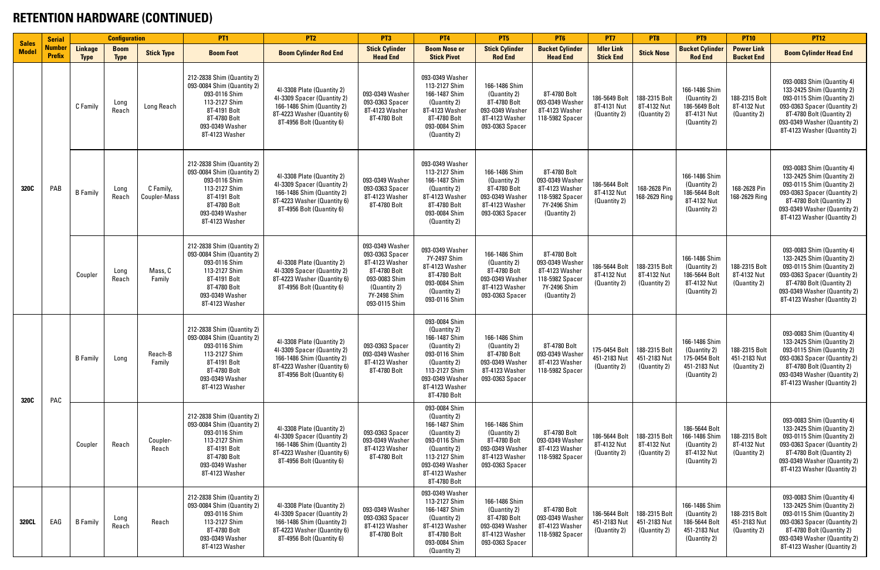# RETENTION HARDWARE (CONTINUED)

| Sales Model | Serial Number Prefix | Configuration | | | PT1 | PT2 | PT3 | PT4 | PT5 | PT6 | PT7 | PT8 | PT9 | PT10 | PT12 |
|---|---|---|---|---|---|---|---|---|---|---|---|---|---|---|---|
| | | Linkage Type | Boom Type | Stick Type | Boom Foot | Boom Cylinder Rod End | Stick Cylinder Head End | Boom Nose or Stick Pivot | Stick Cylinder Rod End | Bucket Cylinder Head End | Idler Link Stick End | Stick Nose | Bucket Cylinder Rod End | Power Link Bucket End | Boom Cylinder Head End |
| 320C | PAB | C Family | Long Reach | Long Reach | 212-2838 Shim (Quantity 2) 093-0084 Shim (Quantity 2) 093-0116 Shim 113-2127 Shim 8T-4191 Bolt 8T-4780 Bolt 093-0349 Washer 8T-4123 Washer | 4I-3308 Plate (Quantity 2) 4I-3309 Spacer (Quantity 2) 166-1486 Shim (Quantity 2) 8T-4223 Washer (Quantity 6) 8T-4956 Bolt (Quantity 6) | 093-0349 Washer 093-0363 Spacer 8T-4123 Washer 8T-4780 Bolt | 093-0349 Washer 113-2127 Shim 166-1487 Shim (Quantity 2) 8T-4123 Washer 8T-4780 Bolt 093-0084 Shim (Quantity 2) | 166-1486 Shim (Quantity 2) 8T-4780 Bolt 093-0349 Washer 8T-4123 Washer 093-0363 Spacer | 8T-4780 Bolt 093-0349 Washer 8T-4123 Washer 118-5982 Spacer | 186-5649 Bolt 8T-4131 Nut (Quantity 2) | 188-2315 Bolt 8T-4132 Nut (Quantity 2) | 166-1486 Shim (Quantity 2) 186-5649 Bolt 8T-4131 Nut (Quantity 2) | 188-2315 Bolt 8T-4132 Nut (Quantity 2) | 093-0083 Shim (Quantity 4) 133-2425 Shim (Quantity 2) 093-0115 Shim (Quantity 2) 093-0363 Spacer (Quantity 2) 8T-4780 Bolt (Quantity 2) 093-0349 Washer (Quantity 2) 8T-4123 Washer (Quantity 2) |
| | | B Family | Long Reach | C Family, Coupler-Mass | 212-2838 Shim (Quantity 2) 093-0084 Shim (Quantity 2) 093-0116 Shim 113-2127 Shim 8T-4191 Bolt 8T-4780 Bolt 093-0349 Washer 8T-4123 Washer | 4I-3308 Plate (Quantity 2) 4I-3309 Spacer (Quantity 2) 166-1486 Shim (Quantity 2) 8T-4223 Washer (Quantity 6) 8T-4956 Bolt (Quantity 6) | 093-0349 Washer 093-0363 Spacer 8T-4123 Washer 8T-4780 Bolt | 093-0349 Washer 113-2127 Shim 166-1487 Shim (Quantity 2) 8T-4123 Washer 8T-4780 Bolt 093-0084 Shim (Quantity 2) | 166-1486 Shim (Quantity 2) 8T-4780 Bolt 093-0349 Washer 8T-4123 Washer 093-0363 Spacer | 8T-4780 Bolt 093-0349 Washer 8T-4123 Washer 118-5982 Spacer 7Y-2496 Shim (Quantity 2) | 186-5644 Bolt 8T-4132 Nut (Quantity 2) | 168-2628 Pin 168-2629 Ring | 166-1486 Shim (Quantity 2) 186-5644 Bolt 8T-4132 Nut (Quantity 2) | 168-2628 Pin 168-2629 Ring | 093-0083 Shim (Quantity 4) 133-2425 Shim (Quantity 2) 093-0115 Shim (Quantity 2) 093-0363 Spacer (Quantity 2) 8T-4780 Bolt (Quantity 2) 093-0349 Washer (Quantity 2) 8T-4123 Washer (Quantity 2) |
| | | Coupler | Long Reach | Mass, C Family | 212-2838 Shim (Quantity 2) 093-0084 Shim (Quantity 2) 093-0116 Shim 113-2127 Shim 8T-4191 Bolt 8T-4780 Bolt 093-0349 Washer 8T-4123 Washer | 4I-3308 Plate (Quantity 2) 4I-3309 Spacer (Quantity 2) 8T-4223 Washer (Quantity 6) 8T-4956 Bolt (Quantity 6) | 093-0349 Washer 093-0363 Spacer 8T-4123 Washer 8T-4780 Bolt 093-0083 Shim (Quantity 2) 7Y-2498 Shim 093-0115 Shim | 093-0349 Washer 7Y-2497 Shim 8T-4123 Washer 8T-4780 Bolt 093-0084 Shim (Quantity 2) 093-0116 Shim | 166-1486 Shim (Quantity 2) 8T-4780 Bolt 093-0349 Washer 8T-4123 Washer 093-0363 Spacer | 8T-4780 Bolt 093-0349 Washer 8T-4123 Washer 118-5982 Spacer 7Y-2496 Shim (Quantity 2) | 186-5644 Bolt 8T-4132 Nut (Quantity 2) | 188-2315 Bolt 8T-4132 Nut (Quantity 2) | 166-1486 Shim (Quantity 2) 186-5644 Bolt 8T-4132 Nut (Quantity 2) | 188-2315 Bolt 8T-4132 Nut (Quantity 2) | 093-0083 Shim (Quantity 4) 133-2425 Shim (Quantity 2) 093-0115 Shim (Quantity 2) 093-0363 Spacer (Quantity 2) 8T-4780 Bolt (Quantity 2) 093-0349 Washer (Quantity 2) 8T-4123 Washer (Quantity 2) |
| 320C | PAC | B Family | Long | Reach-B Family | 212-2838 Shim (Quantity 2) 093-0084 Shim (Quantity 2) 093-0116 Shim 113-2127 Shim 8T-4191 Bolt 8T-4780 Bolt 093-0349 Washer 8T-4123 Washer | 4I-3308 Plate (Quantity 2) 4I-3309 Spacer (Quantity 2) 166-1486 Shim (Quantity 2) 8T-4223 Washer (Quantity 6) 8T-4956 Bolt (Quantity 6) | 093-0363 Spacer 093-0349 Washer 8T-4123 Washer 8T-4780 Bolt | 093-0084 Shim (Quantity 2) 166-1487 Shim (Quantity 2) 093-0116 Shim (Quantity 2) 113-2127 Shim 093-0349 Washer 8T-4123 Washer 8T-4780 Bolt | 166-1486 Shim (Quantity 2) 8T-4780 Bolt 093-0349 Washer 8T-4123 Washer 093-0363 Spacer | 8T-4780 Bolt 093-0349 Washer 8T-4123 Washer 118-5982 Spacer | 175-0454 Bolt 451-2183 Nut (Quantity 2) | 188-2315 Bolt 451-2183 Nut (Quantity 2) | 166-1486 Shim (Quantity 2) 175-0454 Bolt 451-2183 Nut (Quantity 2) | 188-2315 Bolt 451-2183 Nut (Quantity 2) | 093-0083 Shim (Quantity 4) 133-2425 Shim (Quantity 2) 093-0115 Shim (Quantity 2) 093-0363 Spacer (Quantity 2) 8T-4780 Bolt (Quantity 2) 093-0349 Washer (Quantity 2) 8T-4123 Washer (Quantity 2) |
| | | Coupler | Reach | Coupler-Reach | 212-2838 Shim (Quantity 2) 093-0084 Shim (Quantity 2) 093-0116 Shim 113-2127 Shim 8T-4191 Bolt 8T-4780 Bolt 093-0349 Washer 8T-4123 Washer | 4I-3308 Plate (Quantity 2) 4I-3309 Spacer (Quantity 2) 166-1486 Shim (Quantity 2) 8T-4223 Washer (Quantity 6) 8T-4956 Bolt (Quantity 6) | 093-0363 Spacer 093-0349 Washer 8T-4123 Washer 8T-4780 Bolt | 093-0084 Shim (Quantity 2) 166-1487 Shim (Quantity 2) 093-0116 Shim (Quantity 2) 113-2127 Shim 093-0349 Washer 8T-4123 Washer 8T-4780 Bolt | 166-1486 Shim (Quantity 2) 8T-4780 Bolt 093-0349 Washer 8T-4123 Washer 093-0363 Spacer | 8T-4780 Bolt 093-0349 Washer 8T-4123 Washer 118-5982 Spacer | 186-5644 Bolt 8T-4132 Nut (Quantity 2) | 188-2315 Bolt 8T-4132 Nut (Quantity 2) | 186-5644 Bolt 166-1486 Shim (Quantity 2) 8T-4132 Nut (Quantity 2) | 188-2315 Bolt 8T-4132 Nut (Quantity 2) | 093-0083 Shim (Quantity 4) 133-2425 Shim (Quantity 2) 093-0115 Shim (Quantity 2) 093-0363 Spacer (Quantity 2) 8T-4780 Bolt (Quantity 2) 093-0349 Washer (Quantity 2) 8T-4123 Washer (Quantity 2) |
| 320CL | EAG | B Family | Long Reach | Reach | 212-2838 Shim (Quantity 2) 093-0084 Shim (Quantity 2) 093-0116 Shim 113-2127 Shim 8T-4780 Bolt 093-0349 Washer 8T-4123 Washer | 4I-3308 Plate (Quantity 2) 4I-3309 Spacer (Quantity 2) 166-1486 Shim (Quantity 2) 8T-4223 Washer (Quantity 6) 8T-4956 Bolt (Quantity 6) | 093-0349 Washer 093-0363 Spacer 8T-4123 Washer 8T-4780 Bolt | 093-0349 Washer 113-2127 Shim 166-1487 Shim (Quantity 2) 8T-4123 Washer 8T-4780 Bolt 093-0084 Shim (Quantity 2) | 166-1486 Shim (Quantity 2) 8T-4780 Bolt 093-0349 Washer 8T-4123 Washer 093-0363 Spacer | 8T-4780 Bolt 093-0349 Washer 8T-4123 Washer 118-5982 Spacer | 186-5644 Bolt 451-2183 Nut (Quantity 2) | 188-2315 Bolt 451-2183 Nut (Quantity 2) | 166-1486 Shim (Quantity 2) 186-5644 Bolt 451-2183 Nut (Quantity 2) | 188-2315 Bolt 451-2183 Nut (Quantity 2) | 093-0083 Shim (Quantity 4) 133-2425 Shim (Quantity 2) 093-0115 Shim (Quantity 2) 093-0363 Spacer (Quantity 2) 8T-4780 Bolt (Quantity 2) 093-0349 Washer (Quantity 2) 8T-4123 Washer (Quantity 2) |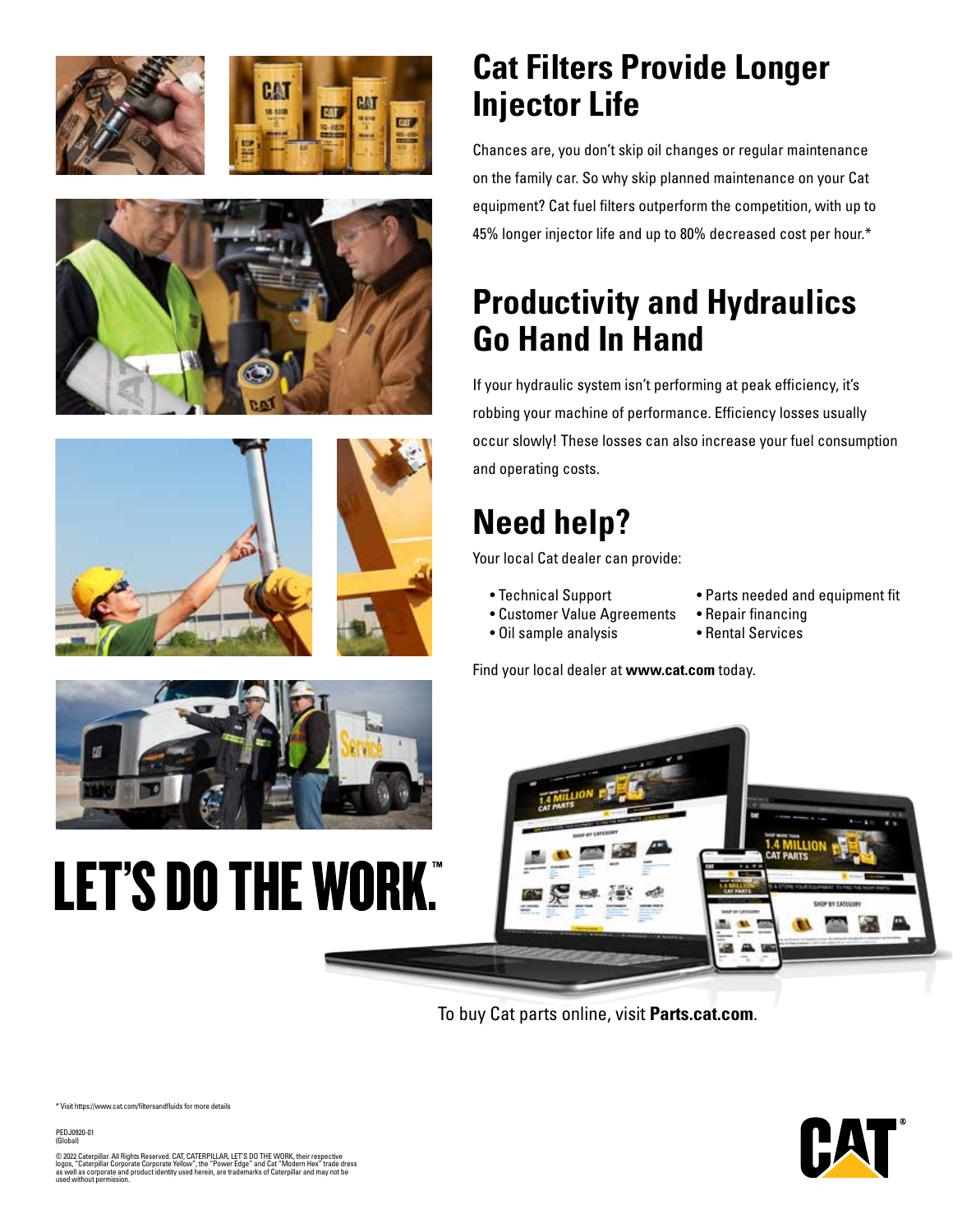## Cat Filters Provide Longer Injector Life

Chances are, you don't skip oil changes or regular maintenance on the family car. So why skip planned maintenance on your Cat equipment? Cat fuel filters outperform the competition, with up to 45% longer injector life and up to 80% decreased cost per hour.*

## Productivity and Hydraulics Go Hand In Hand

If your hydraulic system isn't performing at peak efficiency, it's robbing your machine of performance. Efficiency losses usually occur slowly! These losses can also increase your fuel consumption and operating costs.

## Need help?

Your local Cat dealer can provide:

- Technical Support
- Customer Value Agreements
- Oil sample analysis
- Parts needed and equipment fit
- Repair financing
- Rental Services

Find your local dealer at **www.cat.com** today.

# LET'S DO THE WORK.™

To buy Cat parts online, visit **Parts.cat.com**.

\* Visit https://www.cat.com/filtersandfluids for more details

PEDJ0920-01
(Global)

© 2022 Caterpillar. All Rights Reserved. CAT, CATERPILLAR, LET'S DO THE WORK, their respective logos, "Caterpillar Corporate Corporate Yellow", the "Power Edge" and Cat "Modern Hex" trade dress as well as corporate and product identity used herein, are trademarks of Caterpillar and may not be used without permission.